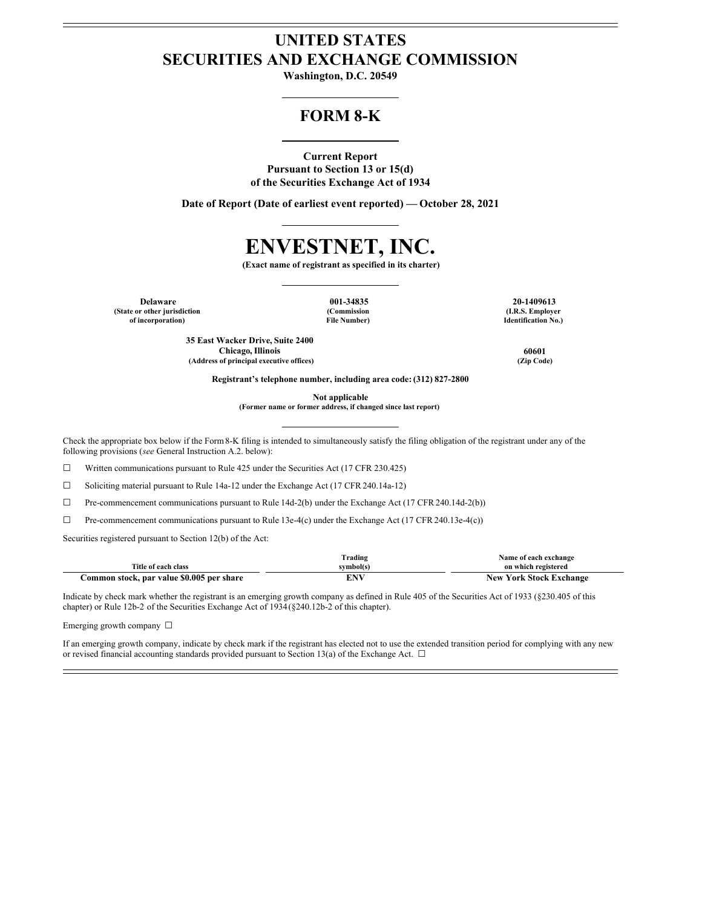# UNITED STATES
# SECURITIES AND EXCHANGE COMMISSION

**Washington, D.C. 20549**

## FORM 8-K

**Current Report**
**Pursuant to Section 13 or 15(d)**
**of the Securities Exchange Act of 1934**

**Date of Report (Date of earliest event reported) — October 28, 2021**

# ENVESTNET, INC.

**(Exact name of registrant as specified in its charter)**

| **Delaware** | **001-34835** | **20-1409613** |
|---|---|---|
| **(State or other jurisdiction of incorporation)** | **(Commission File Number)** | **(I.R.S. Employer Identification No.)** |

| **35 East Wacker Drive, Suite 2400 Chicago, Illinois** | **60601** |
|---|---|
| **(Address of principal executive offices)** | **(Zip Code)** |

**Registrant's telephone number, including area code: (312) 827-2800**

**Not applicable**
**(Former name or former address, if changed since last report)**

Check the appropriate box below if the Form 8-K filing is intended to simultaneously satisfy the filing obligation of the registrant under any of the following provisions (*see* General Instruction A.2. below):

☐ Written communications pursuant to Rule 425 under the Securities Act (17 CFR 230.425)

☐ Soliciting material pursuant to Rule 14a-12 under the Exchange Act (17 CFR 240.14a-12)

☐ Pre-commencement communications pursuant to Rule 14d-2(b) under the Exchange Act (17 CFR 240.14d-2(b))

☐ Pre-commencement communications pursuant to Rule 13e-4(c) under the Exchange Act (17 CFR 240.13e-4(c))

Securities registered pursuant to Section 12(b) of the Act:

| Title of each class | Trading symbol(s) | Name of each exchange on which registered |
|---|---|---|
| **Common stock, par value $0.005 per share** | **ENV** | **New York Stock Exchange** |

Indicate by check mark whether the registrant is an emerging growth company as defined in Rule 405 of the Securities Act of 1933 (§230.405 of this chapter) or Rule 12b-2 of the Securities Exchange Act of 1934 (§240.12b-2 of this chapter).

Emerging growth company ☐

If an emerging growth company, indicate by check mark if the registrant has elected not to use the extended transition period for complying with any new or revised financial accounting standards provided pursuant to Section 13(a) of the Exchange Act. ☐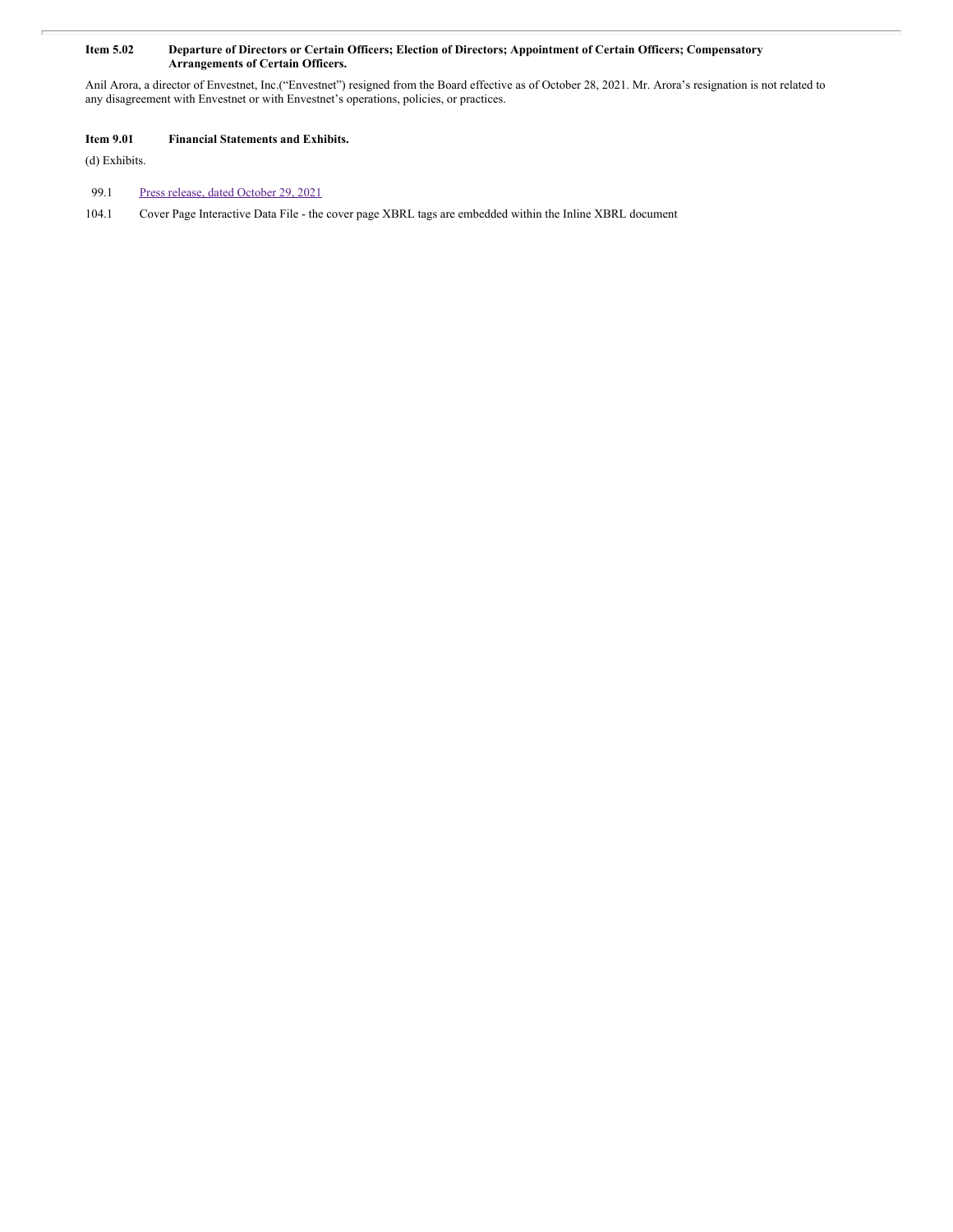**Item 5.02 Departure of Directors or Certain Officers; Election of Directors; Appointment of Certain Officers; Compensatory Arrangements of Certain Officers.**

Anil Arora, a director of Envestnet, Inc.("Envestnet") resigned from the Board effective as of October 28, 2021. Mr. Arora's resignation is not related to any disagreement with Envestnet or with Envestnet's operations, policies, or practices.

**Item 9.01 Financial Statements and Exhibits.**

(d) Exhibits.

| | |
|---|---|
| 99.1 | Press release, dated October 29, 2021 |
| 104.1 | Cover Page Interactive Data File - the cover page XBRL tags are embedded within the Inline XBRL document |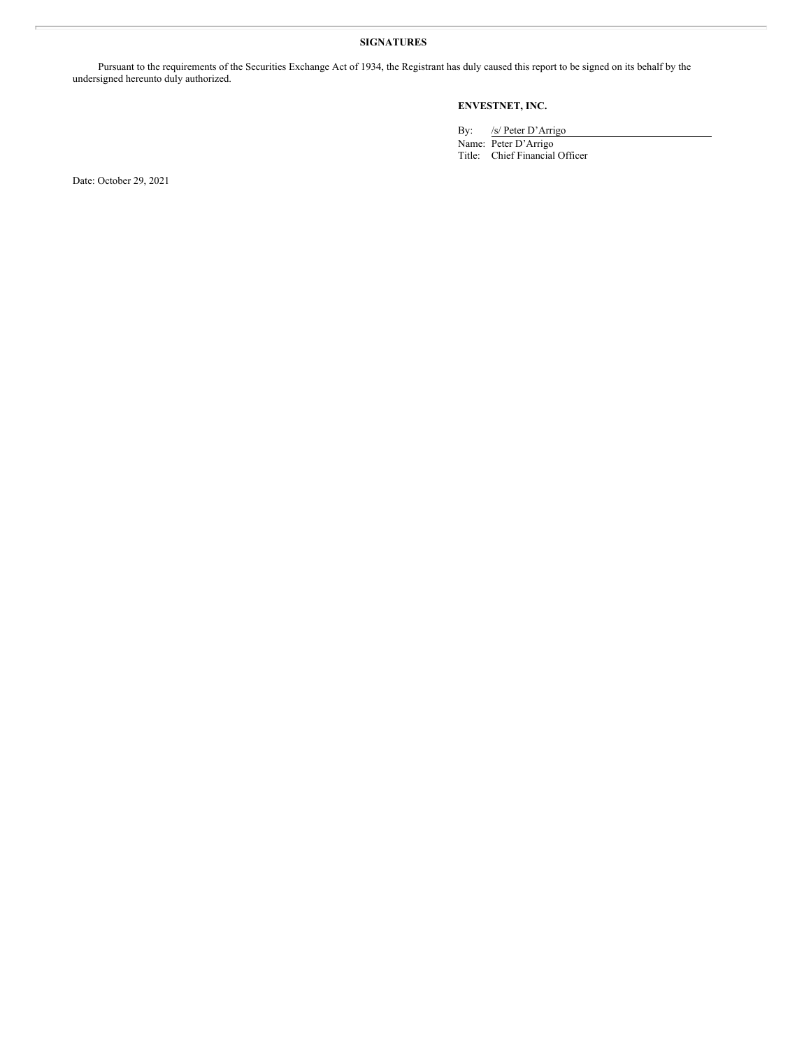**SIGNATURES**

Pursuant to the requirements of the Securities Exchange Act of 1934, the Registrant has duly caused this report to be signed on its behalf by the undersigned hereunto duly authorized.

**ENVESTNET, INC.**

By: /s/ Peter D'Arrigo
Name: Peter D'Arrigo
Title: Chief Financial Officer

Date: October 29, 2021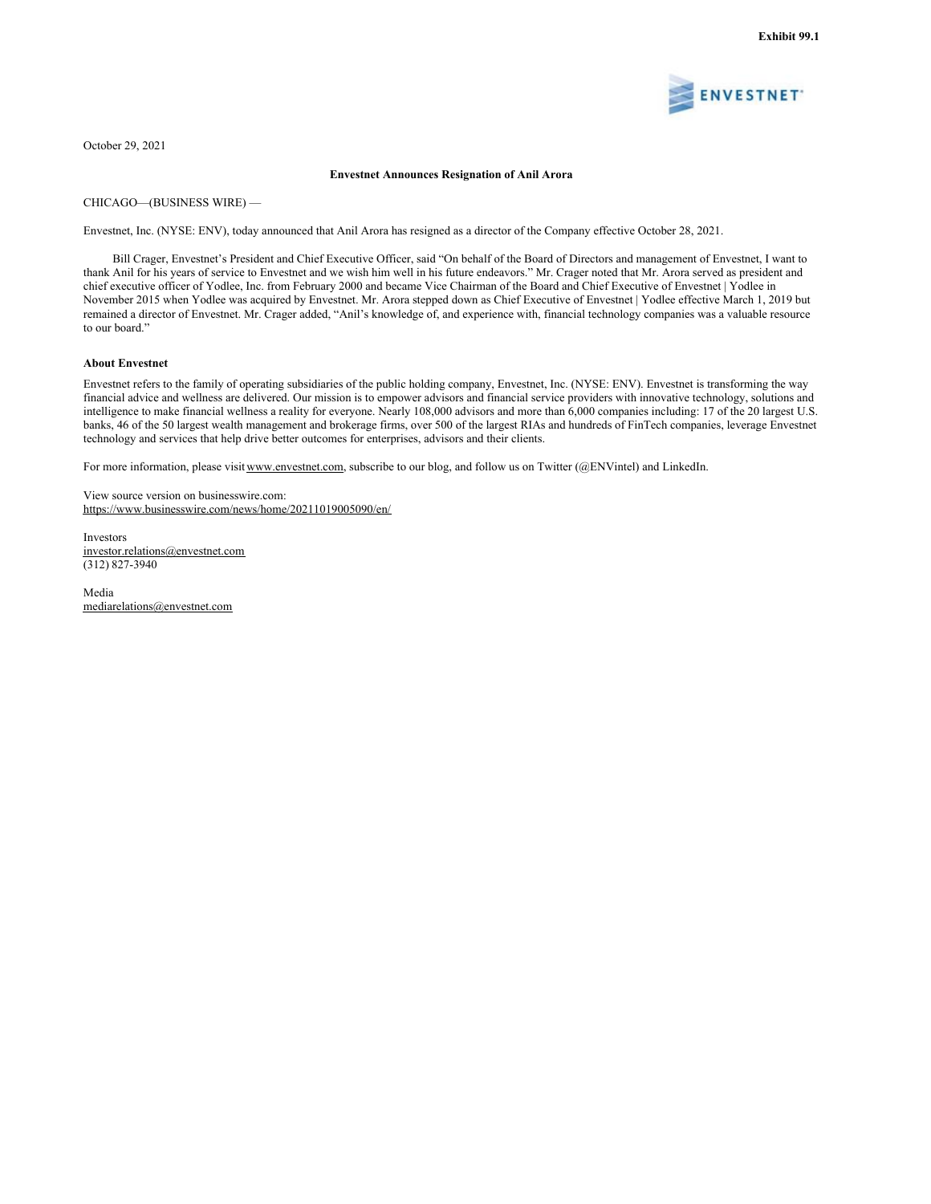Exhibit 99.1

October 29, 2021

**Envestnet Announces Resignation of Anil Arora**

CHICAGO—(BUSINESS WIRE) —

Envestnet, Inc. (NYSE: ENV), today announced that Anil Arora has resigned as a director of the Company effective October 28, 2021.

Bill Crager, Envestnet's President and Chief Executive Officer, said "On behalf of the Board of Directors and management of Envestnet, I want to thank Anil for his years of service to Envestnet and we wish him well in his future endeavors." Mr. Crager noted that Mr. Arora served as president and chief executive officer of Yodlee, Inc. from February 2000 and became Vice Chairman of the Board and Chief Executive of Envestnet | Yodlee in November 2015 when Yodlee was acquired by Envestnet. Mr. Arora stepped down as Chief Executive of Envestnet | Yodlee effective March 1, 2019 but remained a director of Envestnet. Mr. Crager added, "Anil's knowledge of, and experience with, financial technology companies was a valuable resource to our board."

**About Envestnet**

Envestnet refers to the family of operating subsidiaries of the public holding company, Envestnet, Inc. (NYSE: ENV). Envestnet is transforming the way financial advice and wellness are delivered. Our mission is to empower advisors and financial service providers with innovative technology, solutions and intelligence to make financial wellness a reality for everyone. Nearly 108,000 advisors and more than 6,000 companies including: 17 of the 20 largest U.S. banks, 46 of the 50 largest wealth management and brokerage firms, over 500 of the largest RIAs and hundreds of FinTech companies, leverage Envestnet technology and services that help drive better outcomes for enterprises, advisors and their clients.

For more information, please visit www.envestnet.com, subscribe to our blog, and follow us on Twitter (@ENVintel) and LinkedIn.

View source version on businesswire.com:
https://www.businesswire.com/news/home/20211019005090/en/

Investors
investor.relations@envestnet.com
(312) 827-3940

Media
mediarelations@envestnet.com